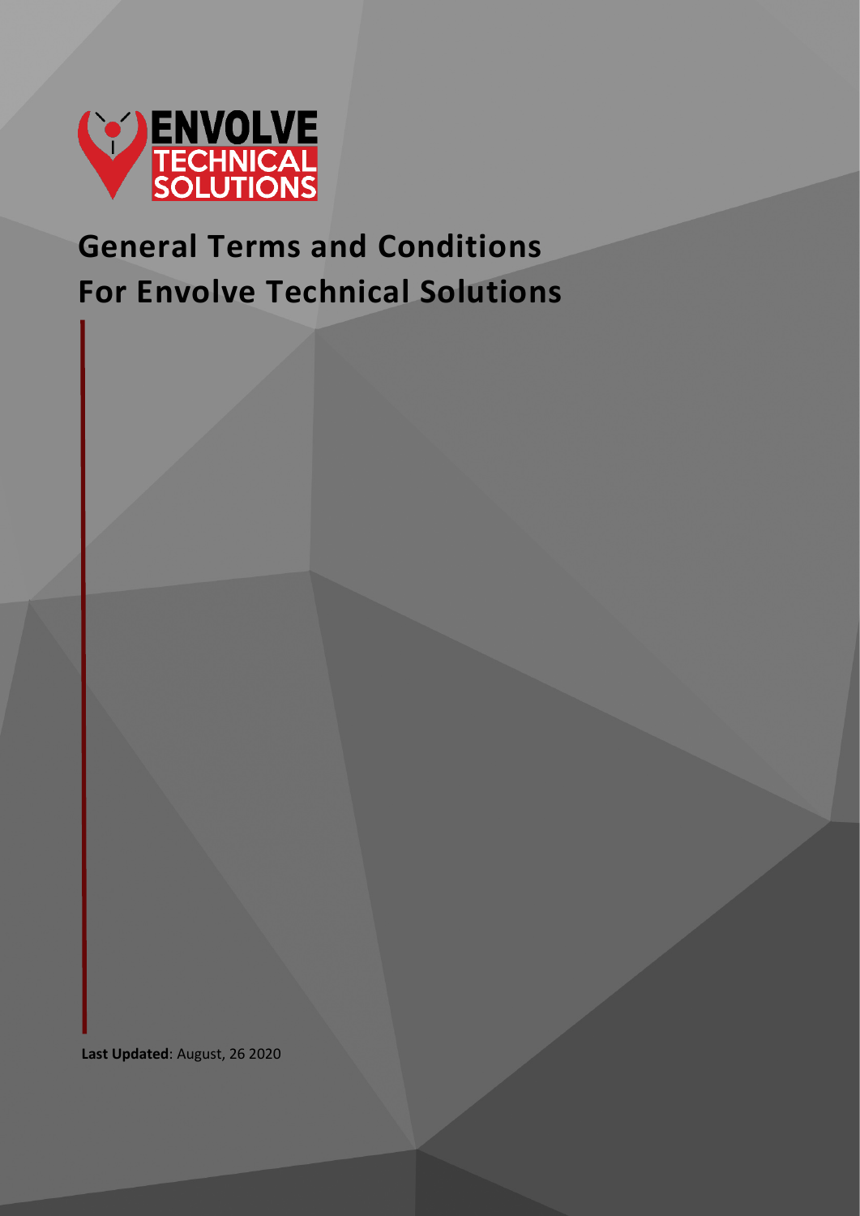# General Terms and Conditions For Envolve Technical Solutions

**Last Updated**: August, 26 2020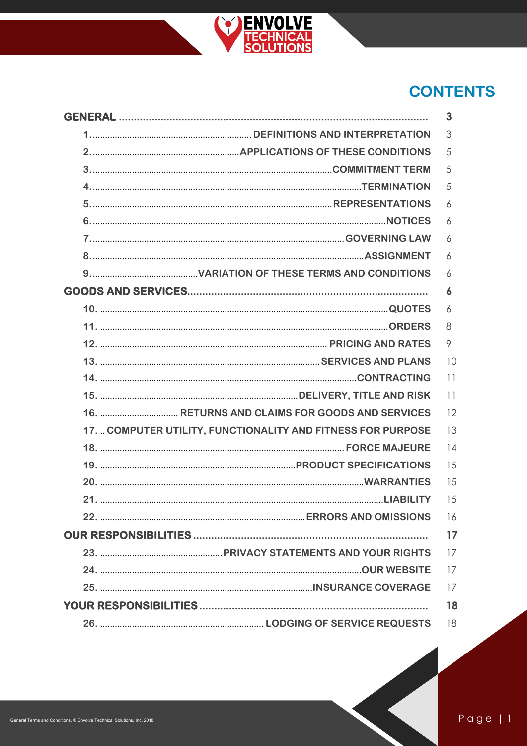# CONTENTS

| | |
|---|---|
| **GENERAL** | **3** |
| 1. DEFINITIONS AND INTERPRETATION | 3 |
| 2. APPLICATIONS OF THESE CONDITIONS | 5 |
| 3. COMMITMENT TERM | 5 |
| 4. TERMINATION | 5 |
| 5. REPRESENTATIONS | 6 |
| 6. NOTICES | 6 |
| 7. GOVERNING LAW | 6 |
| 8. ASSIGNMENT | 6 |
| 9. VARIATION OF THESE TERMS AND CONDITIONS | 6 |
| **GOODS AND SERVICES** | **6** |
| 10. QUOTES | 6 |
| 11. ORDERS | 8 |
| 12. PRICING AND RATES | 9 |
| 13. SERVICES AND PLANS | 10 |
| 14. CONTRACTING | 11 |
| 15. DELIVERY, TITLE AND RISK | 11 |
| 16. RETURNS AND CLAIMS FOR GOODS AND SERVICES | 12 |
| 17. COMPUTER UTILITY, FUNCTIONALITY AND FITNESS FOR PURPOSE | 13 |
| 18. FORCE MAJEURE | 14 |
| 19. PRODUCT SPECIFICATIONS | 15 |
| 20. WARRANTIES | 15 |
| 21. LIABILITY | 15 |
| 22. ERRORS AND OMISSIONS | 16 |
| **OUR RESPONSIBILITIES** | **17** |
| 23. PRIVACY STATEMENTS AND YOUR RIGHTS | 17 |
| 24. OUR WEBSITE | 17 |
| 25. INSURANCE COVERAGE | 17 |
| **YOUR RESPONSIBILITIES** | **18** |
| 26. LODGING OF SERVICE REQUESTS | 18 |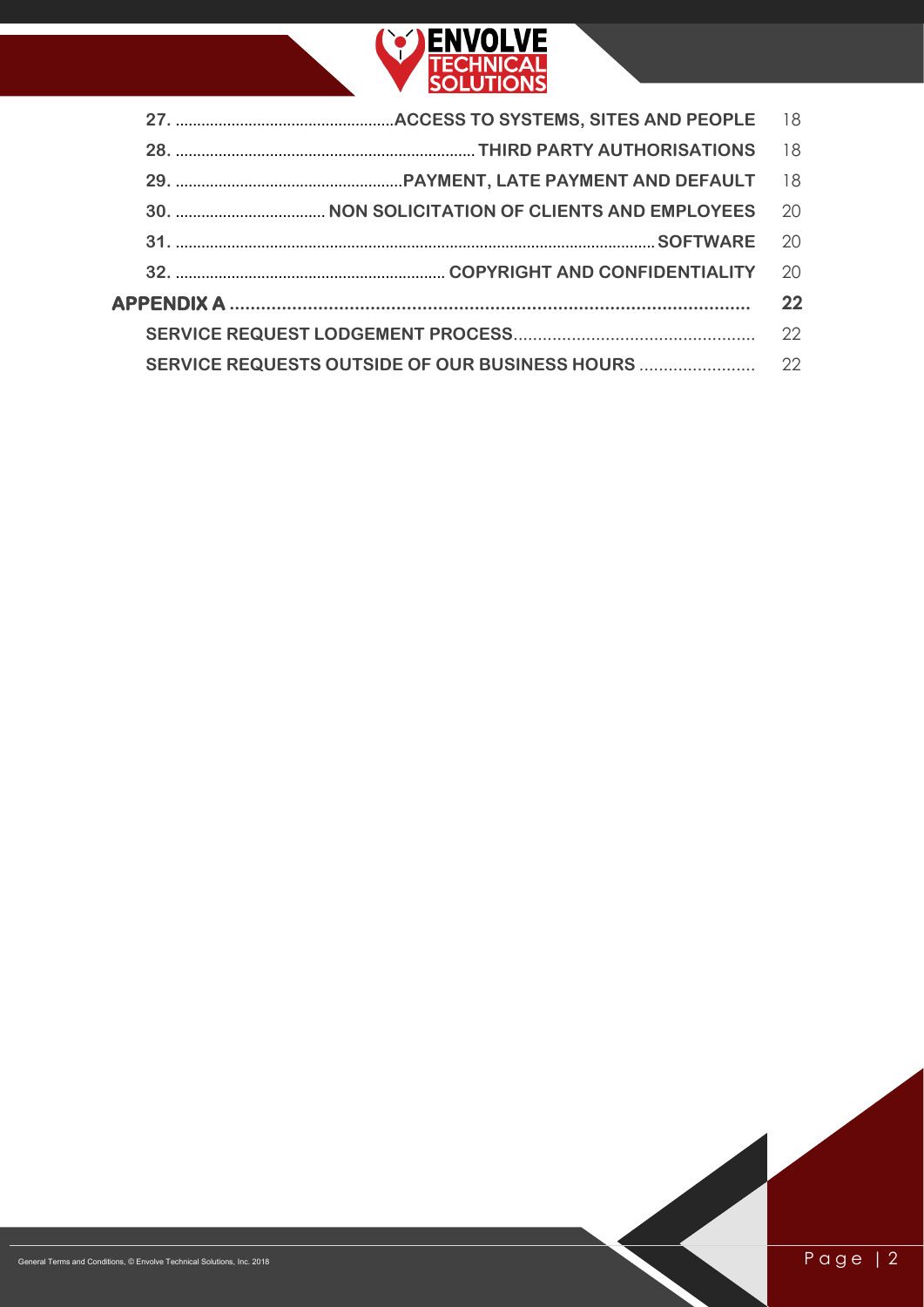27. ACCESS TO SYSTEMS, SITES AND PEOPLE 18

28. THIRD PARTY AUTHORISATIONS 18

29. PAYMENT, LATE PAYMENT AND DEFAULT 18

30. NON SOLICITATION OF CLIENTS AND EMPLOYEES 20

31. SOFTWARE 20

32. COPYRIGHT AND CONFIDENTIALITY 20

**APPENDIX A** **22**

SERVICE REQUEST LODGEMENT PROCESS 22

SERVICE REQUESTS OUTSIDE OF OUR BUSINESS HOURS 22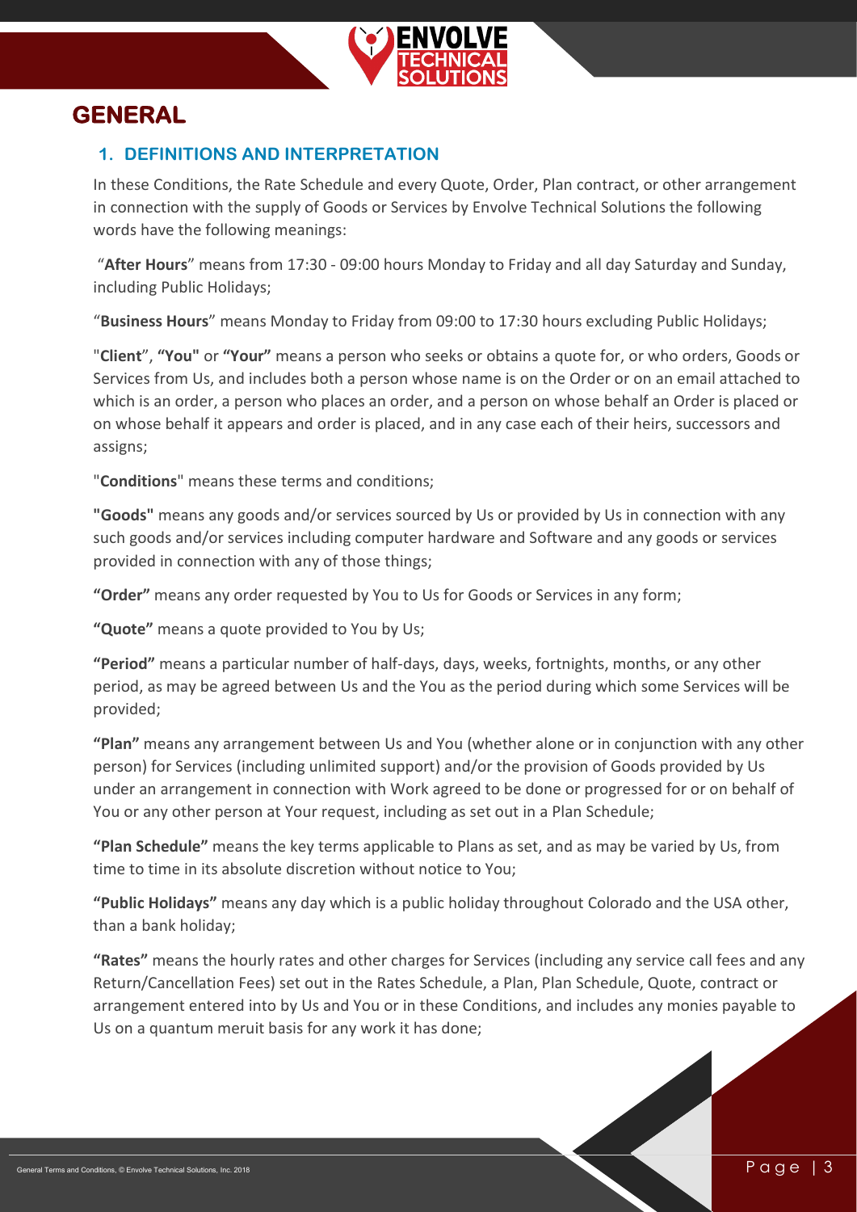# GENERAL

## 1. DEFINITIONS AND INTERPRETATION

In these Conditions, the Rate Schedule and every Quote, Order, Plan contract, or other arrangement in connection with the supply of Goods or Services by Envolve Technical Solutions the following words have the following meanings:

"**After Hours**" means from 17:30 - 09:00 hours Monday to Friday and all day Saturday and Sunday, including Public Holidays;

"**Business Hours**" means Monday to Friday from 09:00 to 17:30 hours excluding Public Holidays;

"**Client**", **"You"** or **"Your"** means a person who seeks or obtains a quote for, or who orders, Goods or Services from Us, and includes both a person whose name is on the Order or on an email attached to which is an order, a person who places an order, and a person on whose behalf an Order is placed or on whose behalf it appears and order is placed, and in any case each of their heirs, successors and assigns;

"**Conditions**" means these terms and conditions;

**"Goods"** means any goods and/or services sourced by Us or provided by Us in connection with any such goods and/or services including computer hardware and Software and any goods or services provided in connection with any of those things;

**"Order"** means any order requested by You to Us for Goods or Services in any form;

**"Quote"** means a quote provided to You by Us;

**"Period"** means a particular number of half-days, days, weeks, fortnights, months, or any other period, as may be agreed between Us and the You as the period during which some Services will be provided;

**"Plan"** means any arrangement between Us and You (whether alone or in conjunction with any other person) for Services (including unlimited support) and/or the provision of Goods provided by Us under an arrangement in connection with Work agreed to be done or progressed for or on behalf of You or any other person at Your request, including as set out in a Plan Schedule;

**"Plan Schedule"** means the key terms applicable to Plans as set, and as may be varied by Us, from time to time in its absolute discretion without notice to You;

**"Public Holidays"** means any day which is a public holiday throughout Colorado and the USA other, than a bank holiday;

**"Rates"** means the hourly rates and other charges for Services (including any service call fees and any Return/Cancellation Fees) set out in the Rates Schedule, a Plan, Plan Schedule, Quote, contract or arrangement entered into by Us and You or in these Conditions, and includes any monies payable to Us on a quantum meruit basis for any work it has done;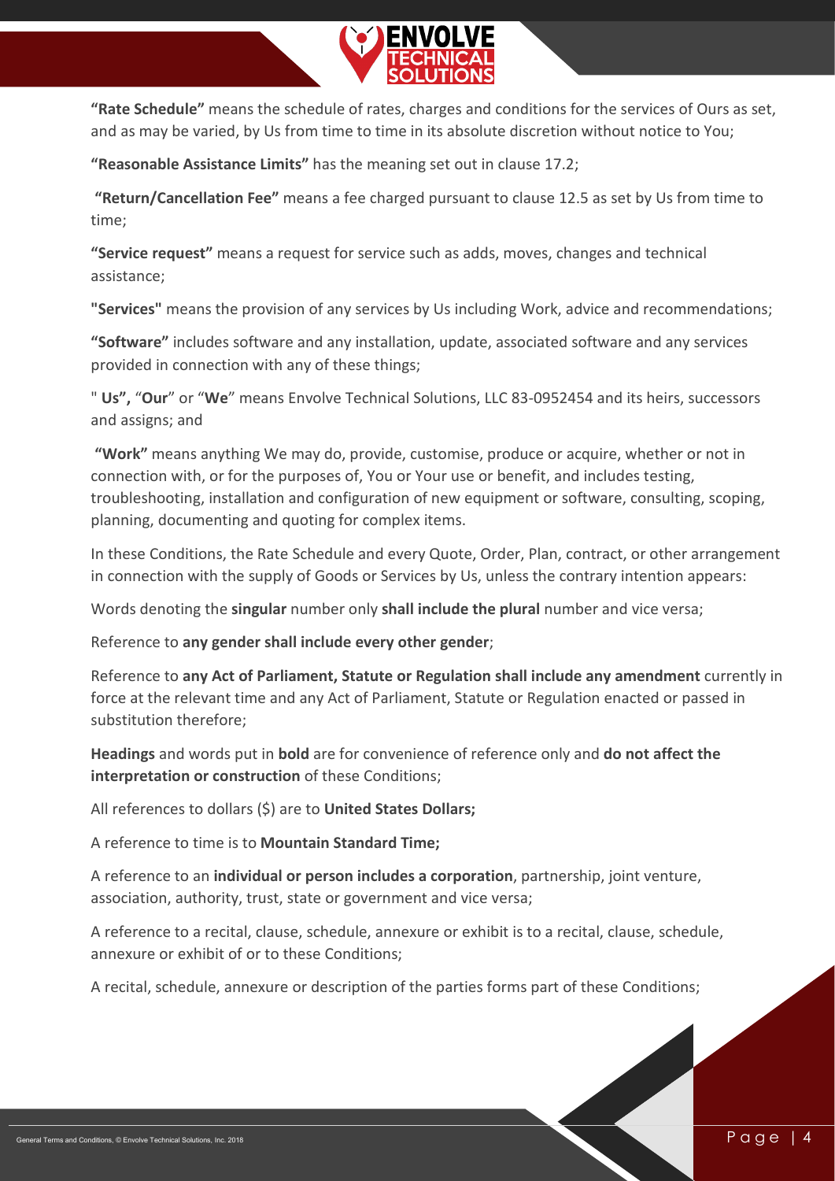**"Rate Schedule"** means the schedule of rates, charges and conditions for the services of Ours as set, and as may be varied, by Us from time to time in its absolute discretion without notice to You;

**"Reasonable Assistance Limits"** has the meaning set out in clause 17.2;

**"Return/Cancellation Fee"** means a fee charged pursuant to clause 12.5 as set by Us from time to time;

**"Service request"** means a request for service such as adds, moves, changes and technical assistance;

**"Services"** means the provision of any services by Us including Work, advice and recommendations;

**"Software"** includes software and any installation, update, associated software and any services provided in connection with any of these things;

" **Us",** "**Our**" or "**We**" means Envolve Technical Solutions, LLC 83-0952454 and its heirs, successors and assigns; and

**"Work"** means anything We may do, provide, customise, produce or acquire, whether or not in connection with, or for the purposes of, You or Your use or benefit, and includes testing, troubleshooting, installation and configuration of new equipment or software, consulting, scoping, planning, documenting and quoting for complex items.

In these Conditions, the Rate Schedule and every Quote, Order, Plan, contract, or other arrangement in connection with the supply of Goods or Services by Us, unless the contrary intention appears:

Words denoting the **singular** number only **shall include the plural** number and vice versa;

Reference to **any gender shall include every other gender**;

Reference to **any Act of Parliament, Statute or Regulation shall include any amendment** currently in force at the relevant time and any Act of Parliament, Statute or Regulation enacted or passed in substitution therefore;

**Headings** and words put in **bold** are for convenience of reference only and **do not affect the interpretation or construction** of these Conditions;

All references to dollars ($) are to **United States Dollars;**

A reference to time is to **Mountain Standard Time;**

A reference to an **individual or person includes a corporation**, partnership, joint venture, association, authority, trust, state or government and vice versa;

A reference to a recital, clause, schedule, annexure or exhibit is to a recital, clause, schedule, annexure or exhibit of or to these Conditions;

A recital, schedule, annexure or description of the parties forms part of these Conditions;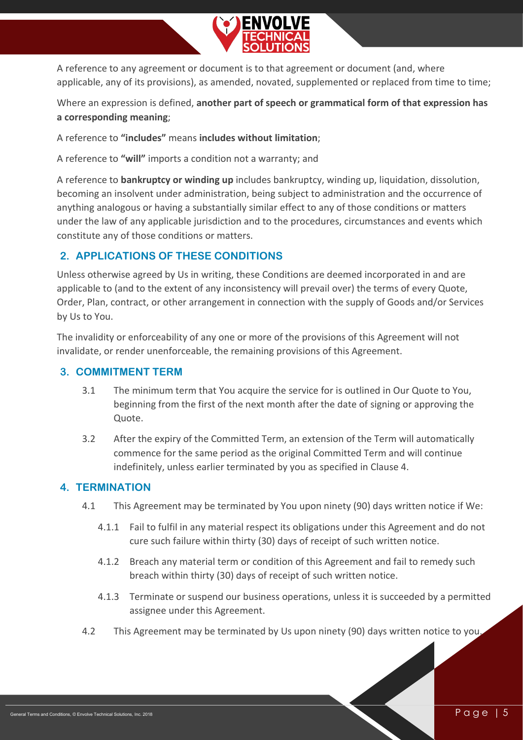A reference to any agreement or document is to that agreement or document (and, where applicable, any of its provisions), as amended, novated, supplemented or replaced from time to time;

Where an expression is defined, **another part of speech or grammatical form of that expression has a corresponding meaning**;

A reference to **"includes"** means **includes without limitation**;

A reference to **"will"** imports a condition not a warranty; and

A reference to **bankruptcy or winding up** includes bankruptcy, winding up, liquidation, dissolution, becoming an insolvent under administration, being subject to administration and the occurrence of anything analogous or having a substantially similar effect to any of those conditions or matters under the law of any applicable jurisdiction and to the procedures, circumstances and events which constitute any of those conditions or matters.

## 2. APPLICATIONS OF THESE CONDITIONS

Unless otherwise agreed by Us in writing, these Conditions are deemed incorporated in and are applicable to (and to the extent of any inconsistency will prevail over) the terms of every Quote, Order, Plan, contract, or other arrangement in connection with the supply of Goods and/or Services by Us to You.

The invalidity or enforceability of any one or more of the provisions of this Agreement will not invalidate, or render unenforceable, the remaining provisions of this Agreement.

## 3. COMMITMENT TERM

3.1 The minimum term that You acquire the service for is outlined in Our Quote to You, beginning from the first of the next month after the date of signing or approving the Quote.

3.2 After the expiry of the Committed Term, an extension of the Term will automatically commence for the same period as the original Committed Term and will continue indefinitely, unless earlier terminated by you as specified in Clause 4.

## 4. TERMINATION

4.1 This Agreement may be terminated by You upon ninety (90) days written notice if We:

4.1.1 Fail to fulfil in any material respect its obligations under this Agreement and do not cure such failure within thirty (30) days of receipt of such written notice.

4.1.2 Breach any material term or condition of this Agreement and fail to remedy such breach within thirty (30) days of receipt of such written notice.

4.1.3 Terminate or suspend our business operations, unless it is succeeded by a permitted assignee under this Agreement.

4.2 This Agreement may be terminated by Us upon ninety (90) days written notice to you.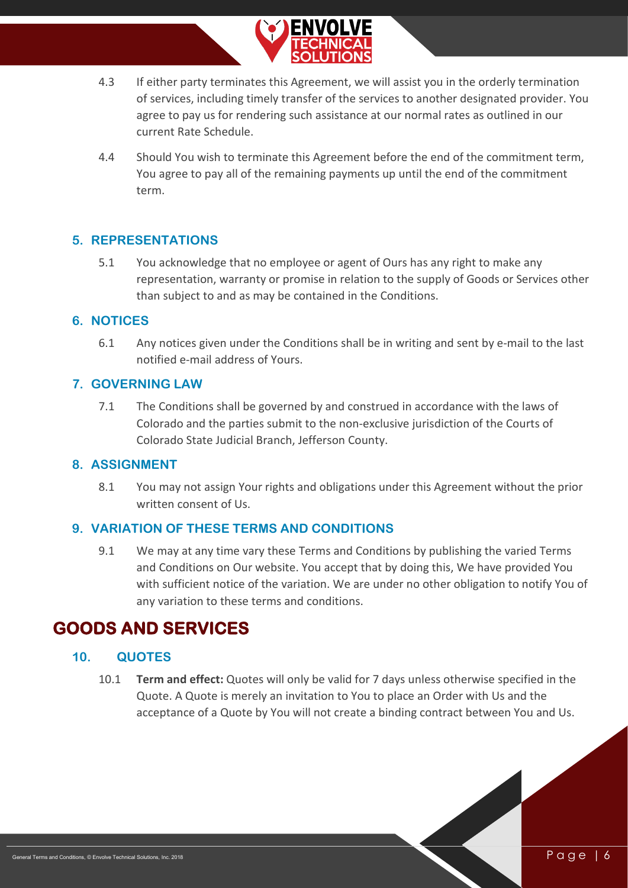4.3 If either party terminates this Agreement, we will assist you in the orderly termination of services, including timely transfer of the services to another designated provider. You agree to pay us for rendering such assistance at our normal rates as outlined in our current Rate Schedule.

4.4 Should You wish to terminate this Agreement before the end of the commitment term, You agree to pay all of the remaining payments up until the end of the commitment term.

### 5. REPRESENTATIONS

5.1 You acknowledge that no employee or agent of Ours has any right to make any representation, warranty or promise in relation to the supply of Goods or Services other than subject to and as may be contained in the Conditions.

### 6. NOTICES

6.1 Any notices given under the Conditions shall be in writing and sent by e-mail to the last notified e-mail address of Yours.

### 7. GOVERNING LAW

7.1 The Conditions shall be governed by and construed in accordance with the laws of Colorado and the parties submit to the non-exclusive jurisdiction of the Courts of Colorado State Judicial Branch, Jefferson County.

### 8. ASSIGNMENT

8.1 You may not assign Your rights and obligations under this Agreement without the prior written consent of Us.

### 9. VARIATION OF THESE TERMS AND CONDITIONS

9.1 We may at any time vary these Terms and Conditions by publishing the varied Terms and Conditions on Our website. You accept that by doing this, We have provided You with sufficient notice of the variation. We are under no other obligation to notify You of any variation to these terms and conditions.

## GOODS AND SERVICES

### 10. QUOTES

10.1 **Term and effect:** Quotes will only be valid for 7 days unless otherwise specified in the Quote. A Quote is merely an invitation to You to place an Order with Us and the acceptance of a Quote by You will not create a binding contract between You and Us.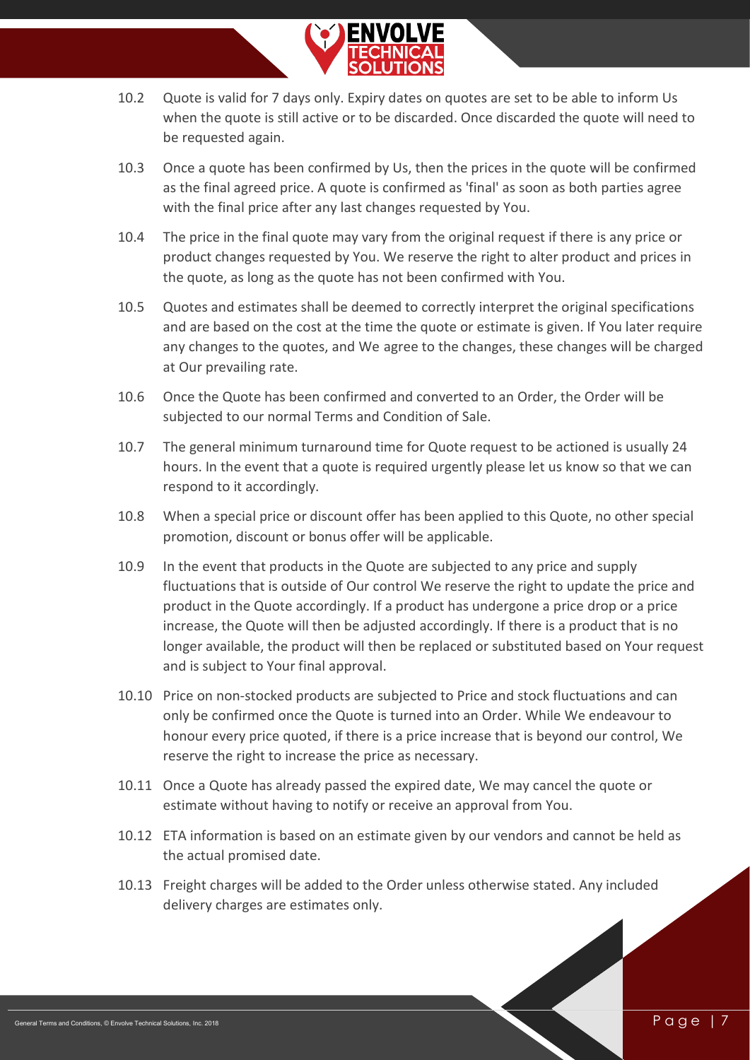10.2 Quote is valid for 7 days only. Expiry dates on quotes are set to be able to inform Us when the quote is still active or to be discarded. Once discarded the quote will need to be requested again.

10.3 Once a quote has been confirmed by Us, then the prices in the quote will be confirmed as the final agreed price. A quote is confirmed as 'final' as soon as both parties agree with the final price after any last changes requested by You.

10.4 The price in the final quote may vary from the original request if there is any price or product changes requested by You. We reserve the right to alter product and prices in the quote, as long as the quote has not been confirmed with You.

10.5 Quotes and estimates shall be deemed to correctly interpret the original specifications and are based on the cost at the time the quote or estimate is given. If You later require any changes to the quotes, and We agree to the changes, these changes will be charged at Our prevailing rate.

10.6 Once the Quote has been confirmed and converted to an Order, the Order will be subjected to our normal Terms and Condition of Sale.

10.7 The general minimum turnaround time for Quote request to be actioned is usually 24 hours. In the event that a quote is required urgently please let us know so that we can respond to it accordingly.

10.8 When a special price or discount offer has been applied to this Quote, no other special promotion, discount or bonus offer will be applicable.

10.9 In the event that products in the Quote are subjected to any price and supply fluctuations that is outside of Our control We reserve the right to update the price and product in the Quote accordingly. If a product has undergone a price drop or a price increase, the Quote will then be adjusted accordingly. If there is a product that is no longer available, the product will then be replaced or substituted based on Your request and is subject to Your final approval.

10.10 Price on non-stocked products are subjected to Price and stock fluctuations and can only be confirmed once the Quote is turned into an Order. While We endeavour to honour every price quoted, if there is a price increase that is beyond our control, We reserve the right to increase the price as necessary.

10.11 Once a Quote has already passed the expired date, We may cancel the quote or estimate without having to notify or receive an approval from You.

10.12 ETA information is based on an estimate given by our vendors and cannot be held as the actual promised date.

10.13 Freight charges will be added to the Order unless otherwise stated. Any included delivery charges are estimates only.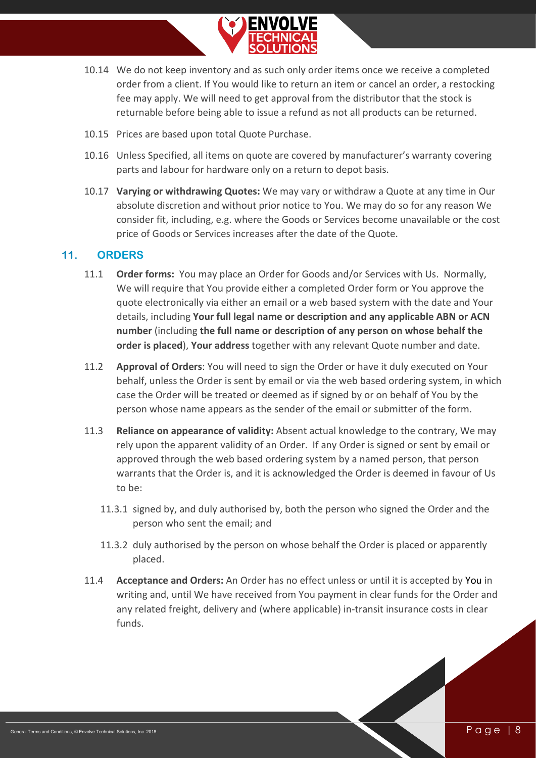10.14 We do not keep inventory and as such only order items once we receive a completed order from a client. If You would like to return an item or cancel an order, a restocking fee may apply. We will need to get approval from the distributor that the stock is returnable before being able to issue a refund as not all products can be returned.

10.15 Prices are based upon total Quote Purchase.

10.16 Unless Specified, all items on quote are covered by manufacturer's warranty covering parts and labour for hardware only on a return to depot basis.

10.17 **Varying or withdrawing Quotes:** We may vary or withdraw a Quote at any time in Our absolute discretion and without prior notice to You. We may do so for any reason We consider fit, including, e.g. where the Goods or Services become unavailable or the cost price of Goods or Services increases after the date of the Quote.

## 11. ORDERS

11.1 **Order forms:** You may place an Order for Goods and/or Services with Us. Normally, We will require that You provide either a completed Order form or You approve the quote electronically via either an email or a web based system with the date and Your details, including **Your full legal name or description and any applicable ABN or ACN number** (including **the full name or description of any person on whose behalf the order is placed**), **Your address** together with any relevant Quote number and date.

11.2 **Approval of Orders**: You will need to sign the Order or have it duly executed on Your behalf, unless the Order is sent by email or via the web based ordering system, in which case the Order will be treated or deemed as if signed by or on behalf of You by the person whose name appears as the sender of the email or submitter of the form.

11.3 **Reliance on appearance of validity:** Absent actual knowledge to the contrary, We may rely upon the apparent validity of an Order. If any Order is signed or sent by email or approved through the web based ordering system by a named person, that person warrants that the Order is, and it is acknowledged the Order is deemed in favour of Us to be:

11.3.1 signed by, and duly authorised by, both the person who signed the Order and the person who sent the email; and

11.3.2 duly authorised by the person on whose behalf the Order is placed or apparently placed.

11.4 **Acceptance and Orders:** An Order has no effect unless or until it is accepted by You in writing and, until We have received from You payment in clear funds for the Order and any related freight, delivery and (where applicable) in-transit insurance costs in clear funds.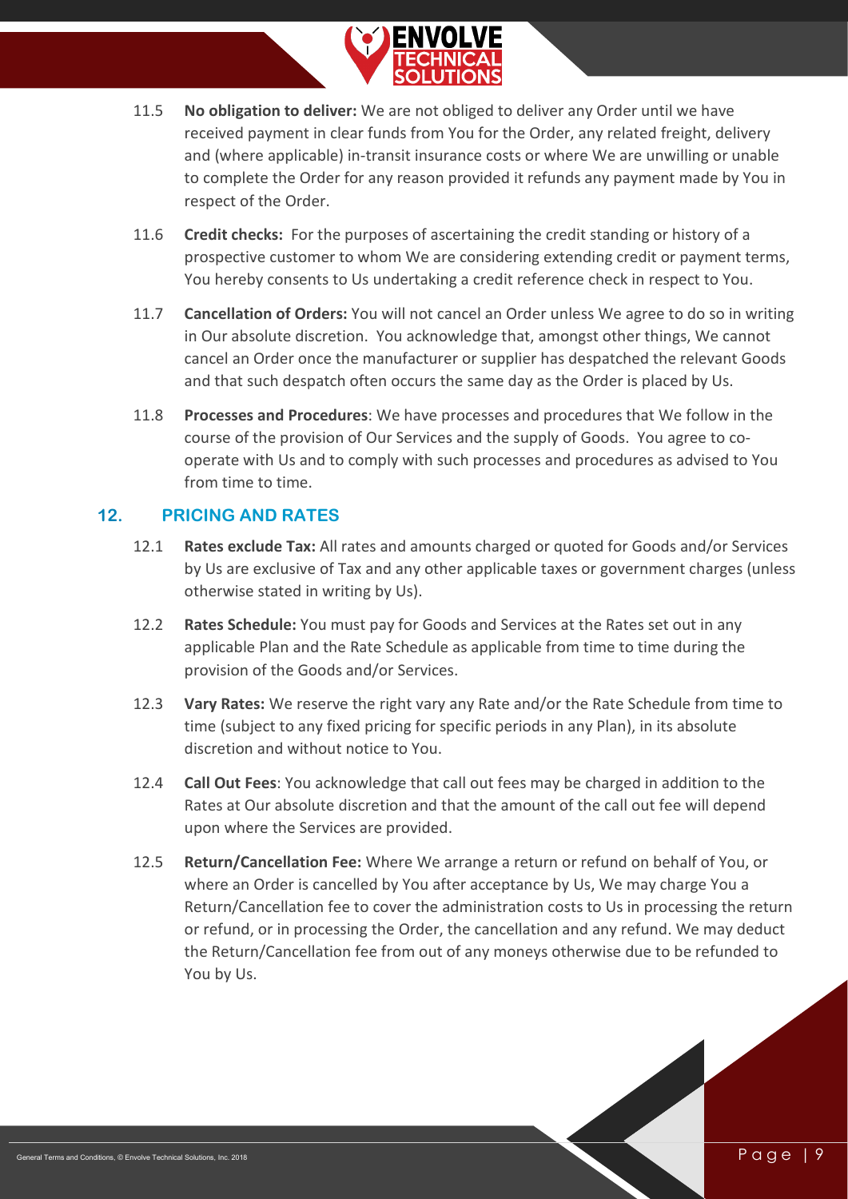11.5 **No obligation to deliver:** We are not obliged to deliver any Order until we have received payment in clear funds from You for the Order, any related freight, delivery and (where applicable) in-transit insurance costs or where We are unwilling or unable to complete the Order for any reason provided it refunds any payment made by You in respect of the Order.

11.6 **Credit checks:** For the purposes of ascertaining the credit standing or history of a prospective customer to whom We are considering extending credit or payment terms, You hereby consents to Us undertaking a credit reference check in respect to You.

11.7 **Cancellation of Orders:** You will not cancel an Order unless We agree to do so in writing in Our absolute discretion. You acknowledge that, amongst other things, We cannot cancel an Order once the manufacturer or supplier has despatched the relevant Goods and that such despatch often occurs the same day as the Order is placed by Us.

11.8 **Processes and Procedures**: We have processes and procedures that We follow in the course of the provision of Our Services and the supply of Goods. You agree to co-operate with Us and to comply with such processes and procedures as advised to You from time to time.

## 12. PRICING AND RATES

12.1 **Rates exclude Tax:** All rates and amounts charged or quoted for Goods and/or Services by Us are exclusive of Tax and any other applicable taxes or government charges (unless otherwise stated in writing by Us).

12.2 **Rates Schedule:** You must pay for Goods and Services at the Rates set out in any applicable Plan and the Rate Schedule as applicable from time to time during the provision of the Goods and/or Services.

12.3 **Vary Rates:** We reserve the right vary any Rate and/or the Rate Schedule from time to time (subject to any fixed pricing for specific periods in any Plan), in its absolute discretion and without notice to You.

12.4 **Call Out Fees**: You acknowledge that call out fees may be charged in addition to the Rates at Our absolute discretion and that the amount of the call out fee will depend upon where the Services are provided.

12.5 **Return/Cancellation Fee:** Where We arrange a return or refund on behalf of You, or where an Order is cancelled by You after acceptance by Us, We may charge You a Return/Cancellation fee to cover the administration costs to Us in processing the return or refund, or in processing the Order, the cancellation and any refund. We may deduct the Return/Cancellation fee from out of any moneys otherwise due to be refunded to You by Us.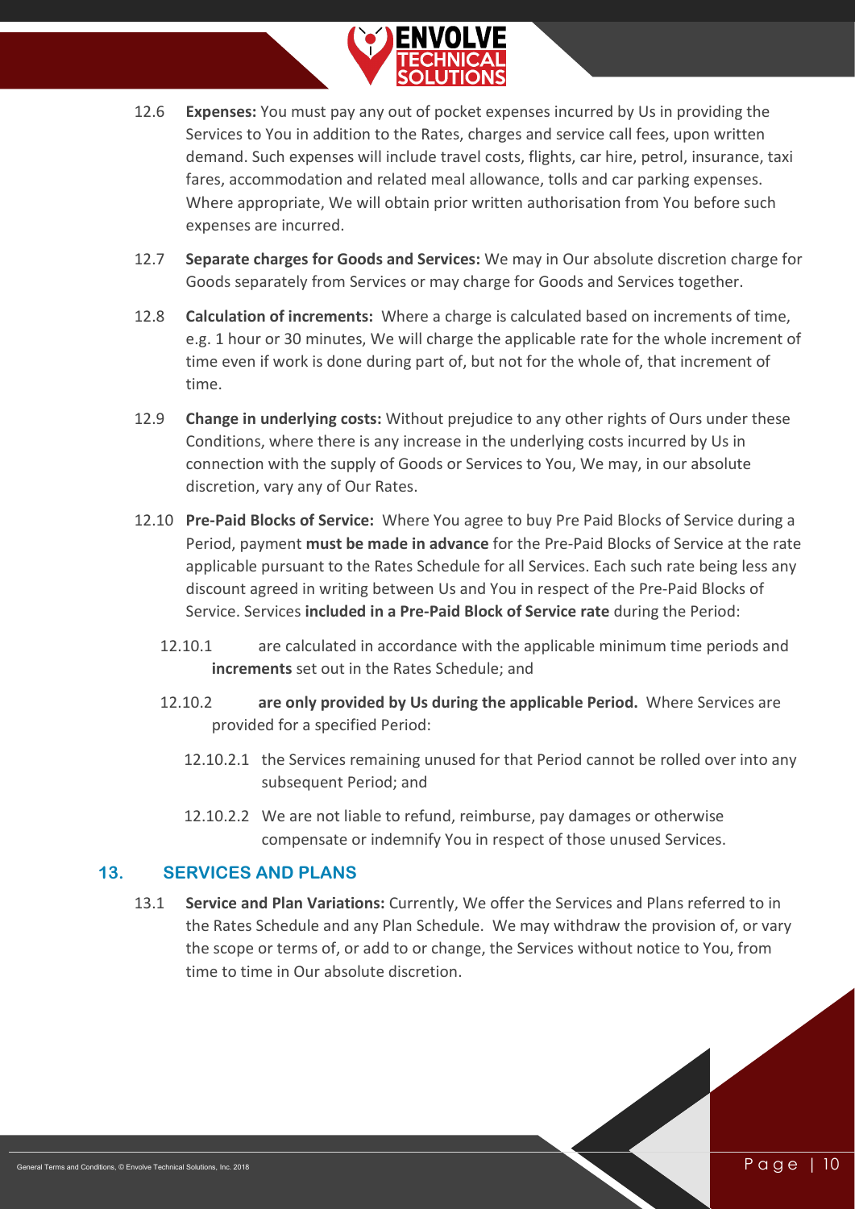12.6 **Expenses:** You must pay any out of pocket expenses incurred by Us in providing the Services to You in addition to the Rates, charges and service call fees, upon written demand. Such expenses will include travel costs, flights, car hire, petrol, insurance, taxi fares, accommodation and related meal allowance, tolls and car parking expenses. Where appropriate, We will obtain prior written authorisation from You before such expenses are incurred.

12.7 **Separate charges for Goods and Services:** We may in Our absolute discretion charge for Goods separately from Services or may charge for Goods and Services together.

12.8 **Calculation of increments:** Where a charge is calculated based on increments of time, e.g. 1 hour or 30 minutes, We will charge the applicable rate for the whole increment of time even if work is done during part of, but not for the whole of, that increment of time.

12.9 **Change in underlying costs:** Without prejudice to any other rights of Ours under these Conditions, where there is any increase in the underlying costs incurred by Us in connection with the supply of Goods or Services to You, We may, in our absolute discretion, vary any of Our Rates.

12.10 **Pre-Paid Blocks of Service:** Where You agree to buy Pre Paid Blocks of Service during a Period, payment **must be made in advance** for the Pre-Paid Blocks of Service at the rate applicable pursuant to the Rates Schedule for all Services. Each such rate being less any discount agreed in writing between Us and You in respect of the Pre-Paid Blocks of Service. Services **included in a Pre-Paid Block of Service rate** during the Period:

12.10.1 are calculated in accordance with the applicable minimum time periods and **increments** set out in the Rates Schedule; and

12.10.2 **are only provided by Us during the applicable Period.** Where Services are provided for a specified Period:

12.10.2.1 the Services remaining unused for that Period cannot be rolled over into any subsequent Period; and

12.10.2.2 We are not liable to refund, reimburse, pay damages or otherwise compensate or indemnify You in respect of those unused Services.

## 13. SERVICES AND PLANS

13.1 **Service and Plan Variations:** Currently, We offer the Services and Plans referred to in the Rates Schedule and any Plan Schedule. We may withdraw the provision of, or vary the scope or terms of, or add to or change, the Services without notice to You, from time to time in Our absolute discretion.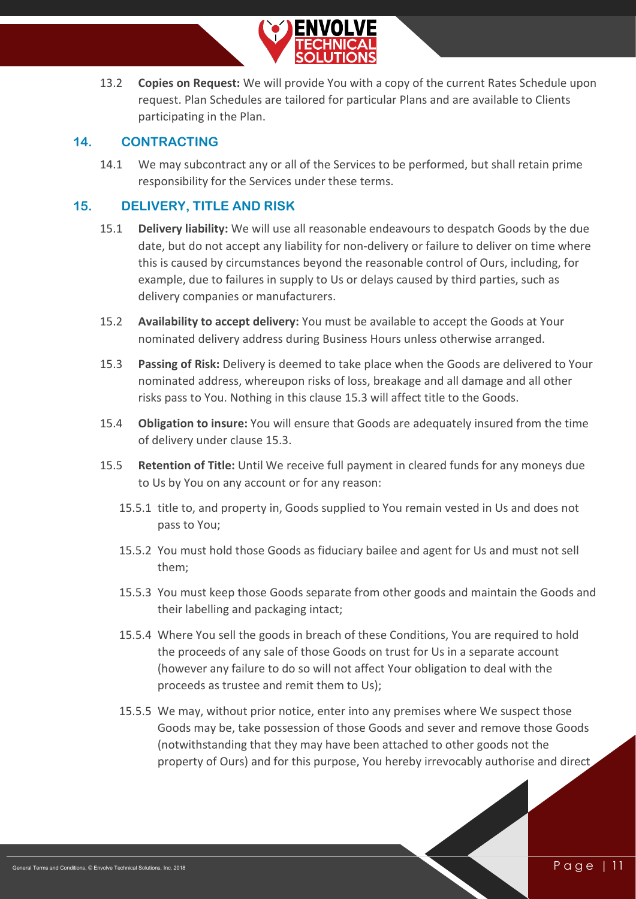13.2 **Copies on Request:** We will provide You with a copy of the current Rates Schedule upon request. Plan Schedules are tailored for particular Plans and are available to Clients participating in the Plan.

## 14. CONTRACTING

14.1 We may subcontract any or all of the Services to be performed, but shall retain prime responsibility for the Services under these terms.

## 15. DELIVERY, TITLE AND RISK

15.1 **Delivery liability:** We will use all reasonable endeavours to despatch Goods by the due date, but do not accept any liability for non-delivery or failure to deliver on time where this is caused by circumstances beyond the reasonable control of Ours, including, for example, due to failures in supply to Us or delays caused by third parties, such as delivery companies or manufacturers.

15.2 **Availability to accept delivery:** You must be available to accept the Goods at Your nominated delivery address during Business Hours unless otherwise arranged.

15.3 **Passing of Risk:** Delivery is deemed to take place when the Goods are delivered to Your nominated address, whereupon risks of loss, breakage and all damage and all other risks pass to You. Nothing in this clause 15.3 will affect title to the Goods.

15.4 **Obligation to insure:** You will ensure that Goods are adequately insured from the time of delivery under clause 15.3.

15.5 **Retention of Title:** Until We receive full payment in cleared funds for any moneys due to Us by You on any account or for any reason:

15.5.1 title to, and property in, Goods supplied to You remain vested in Us and does not pass to You;

15.5.2 You must hold those Goods as fiduciary bailee and agent for Us and must not sell them;

15.5.3 You must keep those Goods separate from other goods and maintain the Goods and their labelling and packaging intact;

15.5.4 Where You sell the goods in breach of these Conditions, You are required to hold the proceeds of any sale of those Goods on trust for Us in a separate account (however any failure to do so will not affect Your obligation to deal with the proceeds as trustee and remit them to Us);

15.5.5 We may, without prior notice, enter into any premises where We suspect those Goods may be, take possession of those Goods and sever and remove those Goods (notwithstanding that they may have been attached to other goods not the property of Ours) and for this purpose, You hereby irrevocably authorise and direct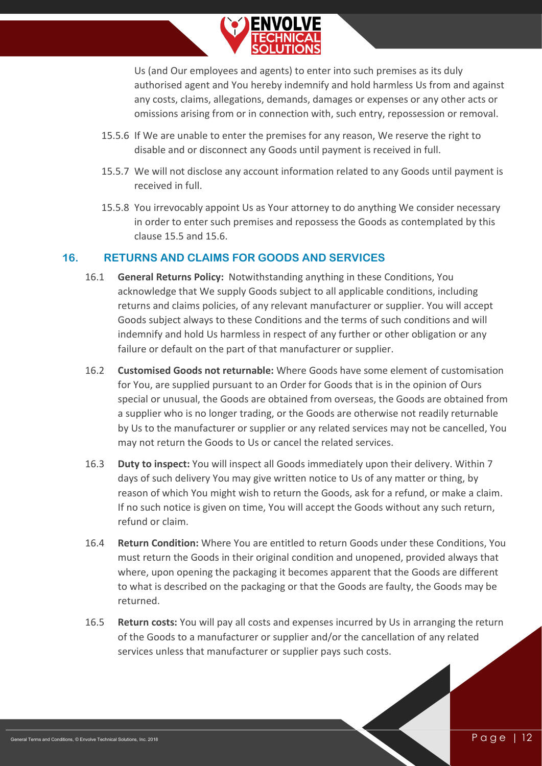Us (and Our employees and agents) to enter into such premises as its duly authorised agent and You hereby indemnify and hold harmless Us from and against any costs, claims, allegations, demands, damages or expenses or any other acts or omissions arising from or in connection with, such entry, repossession or removal.

15.5.6 If We are unable to enter the premises for any reason, We reserve the right to disable and or disconnect any Goods until payment is received in full.

15.5.7 We will not disclose any account information related to any Goods until payment is received in full.

15.5.8 You irrevocably appoint Us as Your attorney to do anything We consider necessary in order to enter such premises and repossess the Goods as contemplated by this clause 15.5 and 15.6.

## 16. RETURNS AND CLAIMS FOR GOODS AND SERVICES

16.1 **General Returns Policy:** Notwithstanding anything in these Conditions, You acknowledge that We supply Goods subject to all applicable conditions, including returns and claims policies, of any relevant manufacturer or supplier. You will accept Goods subject always to these Conditions and the terms of such conditions and will indemnify and hold Us harmless in respect of any further or other obligation or any failure or default on the part of that manufacturer or supplier.

16.2 **Customised Goods not returnable:** Where Goods have some element of customisation for You, are supplied pursuant to an Order for Goods that is in the opinion of Ours special or unusual, the Goods are obtained from overseas, the Goods are obtained from a supplier who is no longer trading, or the Goods are otherwise not readily returnable by Us to the manufacturer or supplier or any related services may not be cancelled, You may not return the Goods to Us or cancel the related services.

16.3 **Duty to inspect:** You will inspect all Goods immediately upon their delivery. Within 7 days of such delivery You may give written notice to Us of any matter or thing, by reason of which You might wish to return the Goods, ask for a refund, or make a claim. If no such notice is given on time, You will accept the Goods without any such return, refund or claim.

16.4 **Return Condition:** Where You are entitled to return Goods under these Conditions, You must return the Goods in their original condition and unopened, provided always that where, upon opening the packaging it becomes apparent that the Goods are different to what is described on the packaging or that the Goods are faulty, the Goods may be returned.

16.5 **Return costs:** You will pay all costs and expenses incurred by Us in arranging the return of the Goods to a manufacturer or supplier and/or the cancellation of any related services unless that manufacturer or supplier pays such costs.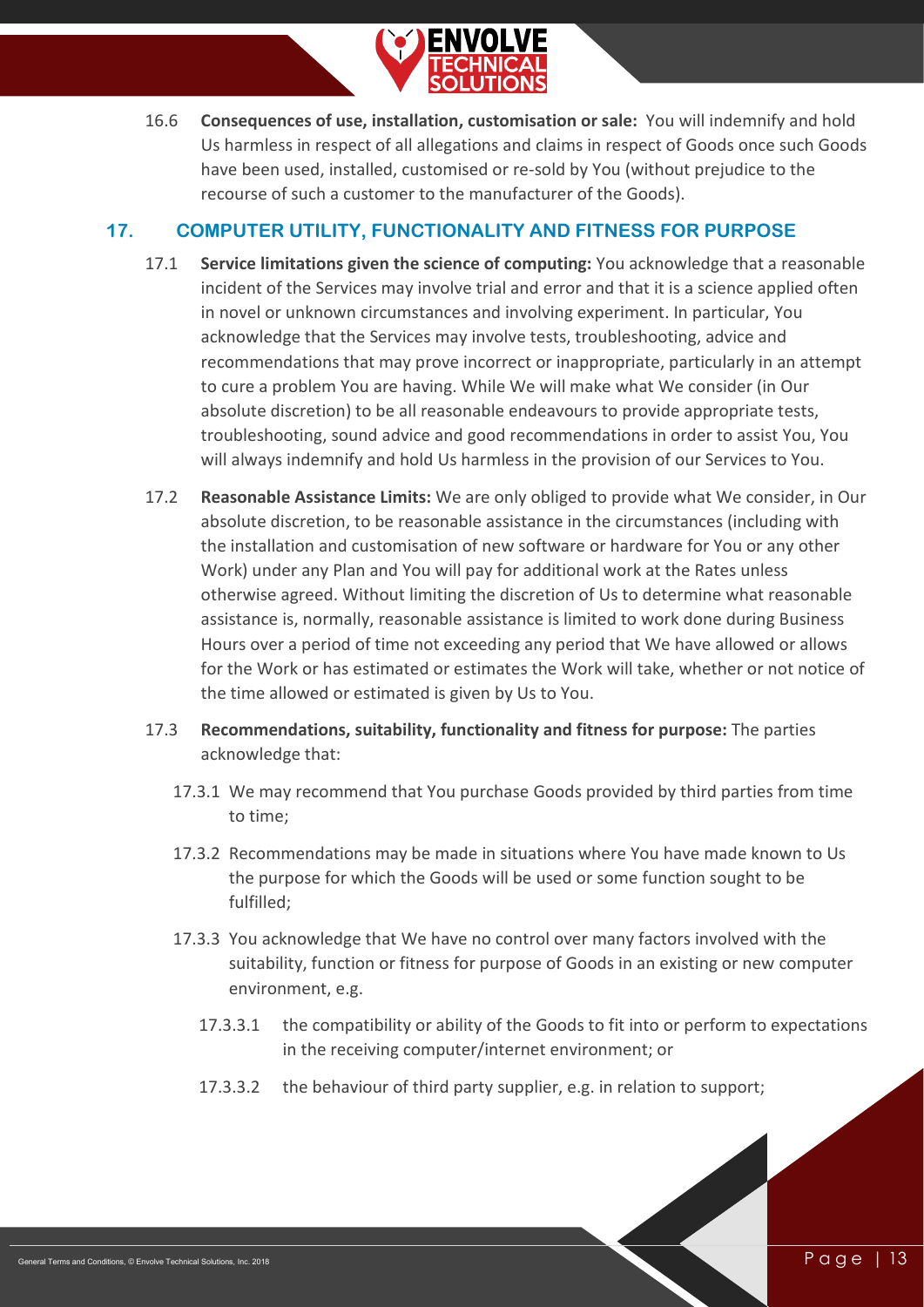16.6 **Consequences of use, installation, customisation or sale:** You will indemnify and hold Us harmless in respect of all allegations and claims in respect of Goods once such Goods have been used, installed, customised or re-sold by You (without prejudice to the recourse of such a customer to the manufacturer of the Goods).

## 17. COMPUTER UTILITY, FUNCTIONALITY AND FITNESS FOR PURPOSE

17.1 **Service limitations given the science of computing:** You acknowledge that a reasonable incident of the Services may involve trial and error and that it is a science applied often in novel or unknown circumstances and involving experiment. In particular, You acknowledge that the Services may involve tests, troubleshooting, advice and recommendations that may prove incorrect or inappropriate, particularly in an attempt to cure a problem You are having. While We will make what We consider (in Our absolute discretion) to be all reasonable endeavours to provide appropriate tests, troubleshooting, sound advice and good recommendations in order to assist You, You will always indemnify and hold Us harmless in the provision of our Services to You.

17.2 **Reasonable Assistance Limits:** We are only obliged to provide what We consider, in Our absolute discretion, to be reasonable assistance in the circumstances (including with the installation and customisation of new software or hardware for You or any other Work) under any Plan and You will pay for additional work at the Rates unless otherwise agreed. Without limiting the discretion of Us to determine what reasonable assistance is, normally, reasonable assistance is limited to work done during Business Hours over a period of time not exceeding any period that We have allowed or allows for the Work or has estimated or estimates the Work will take, whether or not notice of the time allowed or estimated is given by Us to You.

17.3 **Recommendations, suitability, functionality and fitness for purpose:** The parties acknowledge that:

17.3.1 We may recommend that You purchase Goods provided by third parties from time to time;

17.3.2 Recommendations may be made in situations where You have made known to Us the purpose for which the Goods will be used or some function sought to be fulfilled;

17.3.3 You acknowledge that We have no control over many factors involved with the suitability, function or fitness for purpose of Goods in an existing or new computer environment, e.g.

17.3.3.1 the compatibility or ability of the Goods to fit into or perform to expectations in the receiving computer/internet environment; or

17.3.3.2 the behaviour of third party supplier, e.g. in relation to support;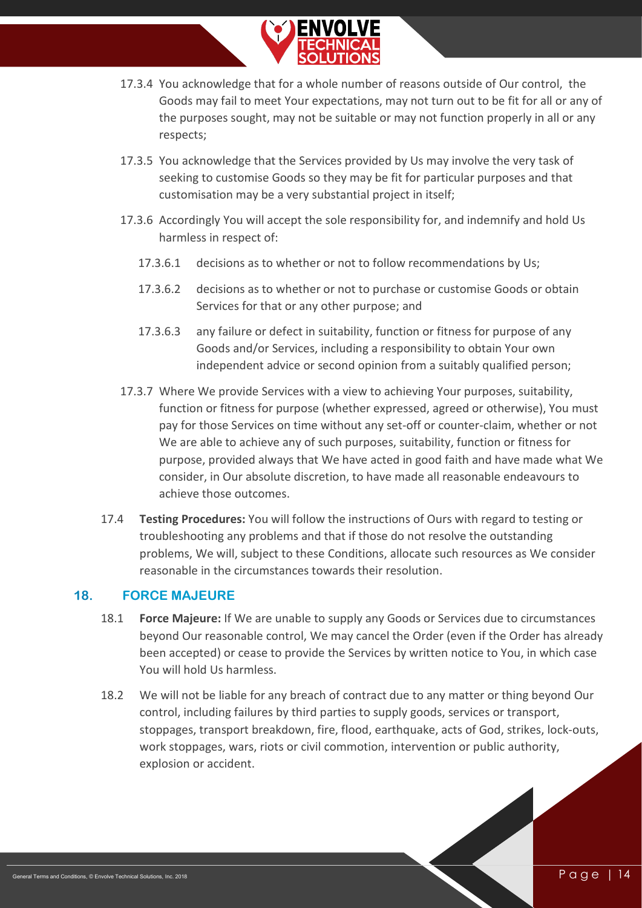17.3.4 You acknowledge that for a whole number of reasons outside of Our control, the Goods may fail to meet Your expectations, may not turn out to be fit for all or any of the purposes sought, may not be suitable or may not function properly in all or any respects;

17.3.5 You acknowledge that the Services provided by Us may involve the very task of seeking to customise Goods so they may be fit for particular purposes and that customisation may be a very substantial project in itself;

17.3.6 Accordingly You will accept the sole responsibility for, and indemnify and hold Us harmless in respect of:

17.3.6.1 decisions as to whether or not to follow recommendations by Us;

17.3.6.2 decisions as to whether or not to purchase or customise Goods or obtain Services for that or any other purpose; and

17.3.6.3 any failure or defect in suitability, function or fitness for purpose of any Goods and/or Services, including a responsibility to obtain Your own independent advice or second opinion from a suitably qualified person;

17.3.7 Where We provide Services with a view to achieving Your purposes, suitability, function or fitness for purpose (whether expressed, agreed or otherwise), You must pay for those Services on time without any set-off or counter-claim, whether or not We are able to achieve any of such purposes, suitability, function or fitness for purpose, provided always that We have acted in good faith and have made what We consider, in Our absolute discretion, to have made all reasonable endeavours to achieve those outcomes.

17.4 **Testing Procedures:** You will follow the instructions of Ours with regard to testing or troubleshooting any problems and that if those do not resolve the outstanding problems, We will, subject to these Conditions, allocate such resources as We consider reasonable in the circumstances towards their resolution.

## 18. FORCE MAJEURE

18.1 **Force Majeure:** If We are unable to supply any Goods or Services due to circumstances beyond Our reasonable control, We may cancel the Order (even if the Order has already been accepted) or cease to provide the Services by written notice to You, in which case You will hold Us harmless.

18.2 We will not be liable for any breach of contract due to any matter or thing beyond Our control, including failures by third parties to supply goods, services or transport, stoppages, transport breakdown, fire, flood, earthquake, acts of God, strikes, lock-outs, work stoppages, wars, riots or civil commotion, intervention or public authority, explosion or accident.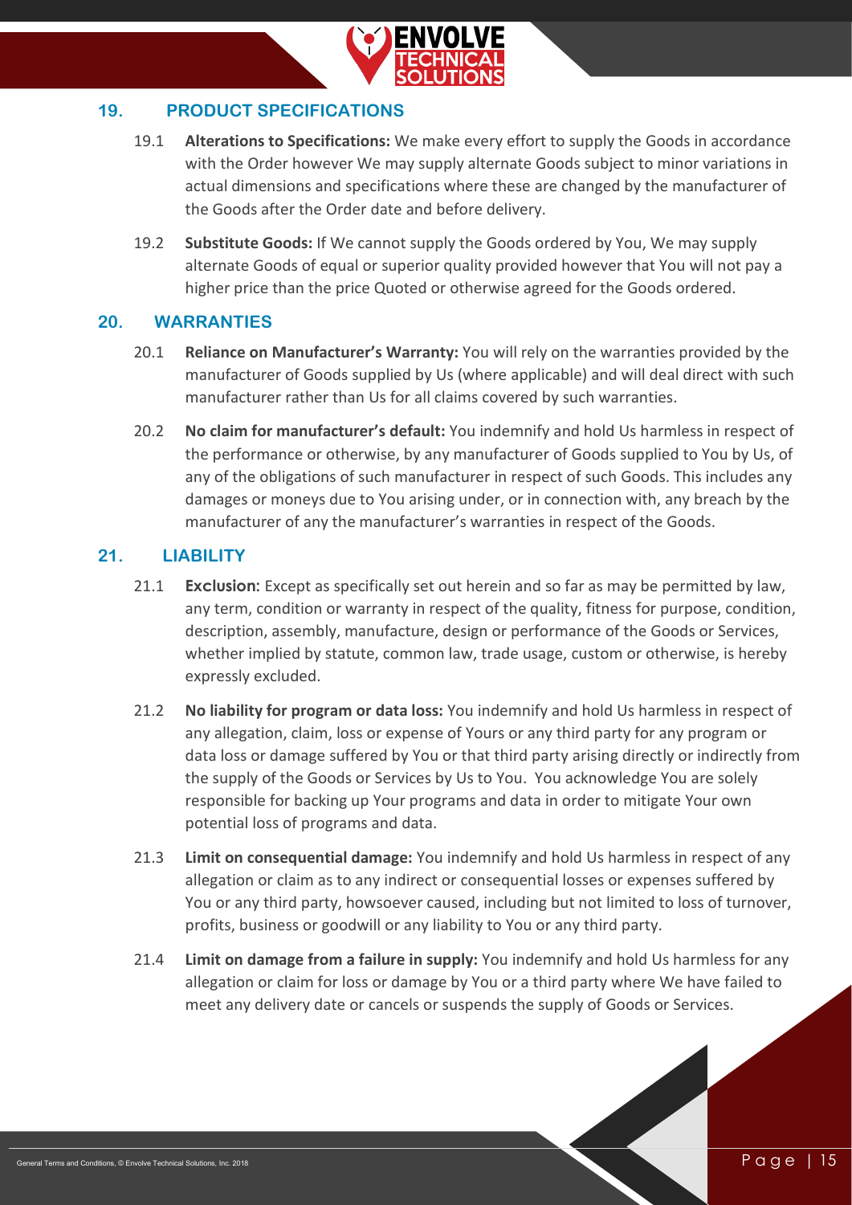## 19. PRODUCT SPECIFICATIONS

19.1 **Alterations to Specifications:** We make every effort to supply the Goods in accordance with the Order however We may supply alternate Goods subject to minor variations in actual dimensions and specifications where these are changed by the manufacturer of the Goods after the Order date and before delivery.

19.2 **Substitute Goods:** If We cannot supply the Goods ordered by You, We may supply alternate Goods of equal or superior quality provided however that You will not pay a higher price than the price Quoted or otherwise agreed for the Goods ordered.

## 20. WARRANTIES

20.1 **Reliance on Manufacturer's Warranty:** You will rely on the warranties provided by the manufacturer of Goods supplied by Us (where applicable) and will deal direct with such manufacturer rather than Us for all claims covered by such warranties.

20.2 **No claim for manufacturer's default:** You indemnify and hold Us harmless in respect of the performance or otherwise, by any manufacturer of Goods supplied to You by Us, of any of the obligations of such manufacturer in respect of such Goods. This includes any damages or moneys due to You arising under, or in connection with, any breach by the manufacturer of any the manufacturer's warranties in respect of the Goods.

## 21. LIABILITY

21.1 **Exclusion:** Except as specifically set out herein and so far as may be permitted by law, any term, condition or warranty in respect of the quality, fitness for purpose, condition, description, assembly, manufacture, design or performance of the Goods or Services, whether implied by statute, common law, trade usage, custom or otherwise, is hereby expressly excluded.

21.2 **No liability for program or data loss:** You indemnify and hold Us harmless in respect of any allegation, claim, loss or expense of Yours or any third party for any program or data loss or damage suffered by You or that third party arising directly or indirectly from the supply of the Goods or Services by Us to You. You acknowledge You are solely responsible for backing up Your programs and data in order to mitigate Your own potential loss of programs and data.

21.3 **Limit on consequential damage:** You indemnify and hold Us harmless in respect of any allegation or claim as to any indirect or consequential losses or expenses suffered by You or any third party, howsoever caused, including but not limited to loss of turnover, profits, business or goodwill or any liability to You or any third party.

21.4 **Limit on damage from a failure in supply:** You indemnify and hold Us harmless for any allegation or claim for loss or damage by You or a third party where We have failed to meet any delivery date or cancels or suspends the supply of Goods or Services.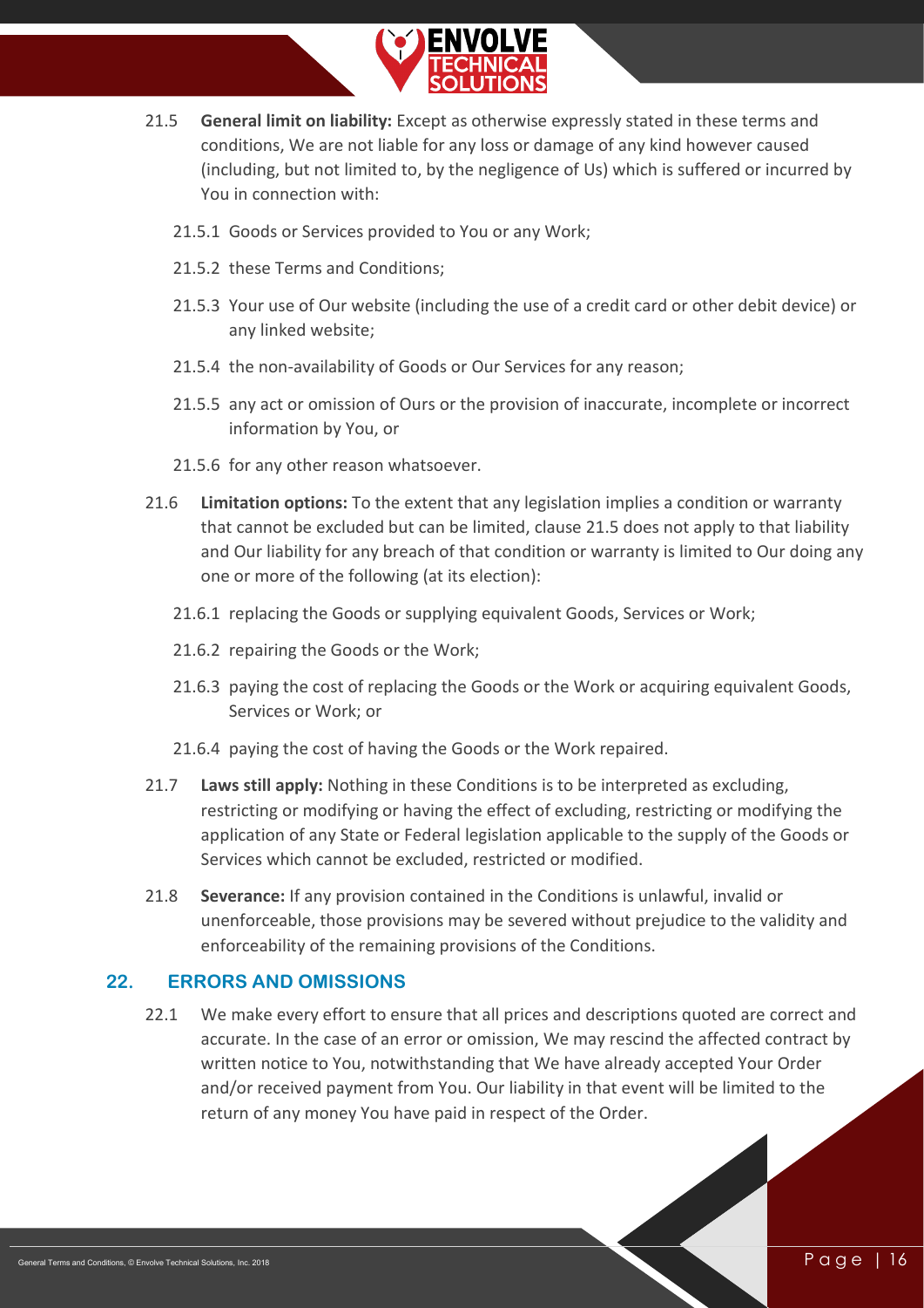21.5 **General limit on liability:** Except as otherwise expressly stated in these terms and conditions, We are not liable for any loss or damage of any kind however caused (including, but not limited to, by the negligence of Us) which is suffered or incurred by You in connection with:

21.5.1 Goods or Services provided to You or any Work;

21.5.2 these Terms and Conditions;

21.5.3 Your use of Our website (including the use of a credit card or other debit device) or any linked website;

21.5.4 the non-availability of Goods or Our Services for any reason;

21.5.5 any act or omission of Ours or the provision of inaccurate, incomplete or incorrect information by You, or

21.5.6 for any other reason whatsoever.

21.6 **Limitation options:** To the extent that any legislation implies a condition or warranty that cannot be excluded but can be limited, clause 21.5 does not apply to that liability and Our liability for any breach of that condition or warranty is limited to Our doing any one or more of the following (at its election):

21.6.1 replacing the Goods or supplying equivalent Goods, Services or Work;

21.6.2 repairing the Goods or the Work;

21.6.3 paying the cost of replacing the Goods or the Work or acquiring equivalent Goods, Services or Work; or

21.6.4 paying the cost of having the Goods or the Work repaired.

21.7 **Laws still apply:** Nothing in these Conditions is to be interpreted as excluding, restricting or modifying or having the effect of excluding, restricting or modifying the application of any State or Federal legislation applicable to the supply of the Goods or Services which cannot be excluded, restricted or modified.

21.8 **Severance:** If any provision contained in the Conditions is unlawful, invalid or unenforceable, those provisions may be severed without prejudice to the validity and enforceability of the remaining provisions of the Conditions.

## 22. ERRORS AND OMISSIONS

22.1 We make every effort to ensure that all prices and descriptions quoted are correct and accurate. In the case of an error or omission, We may rescind the affected contract by written notice to You, notwithstanding that We have already accepted Your Order and/or received payment from You. Our liability in that event will be limited to the return of any money You have paid in respect of the Order.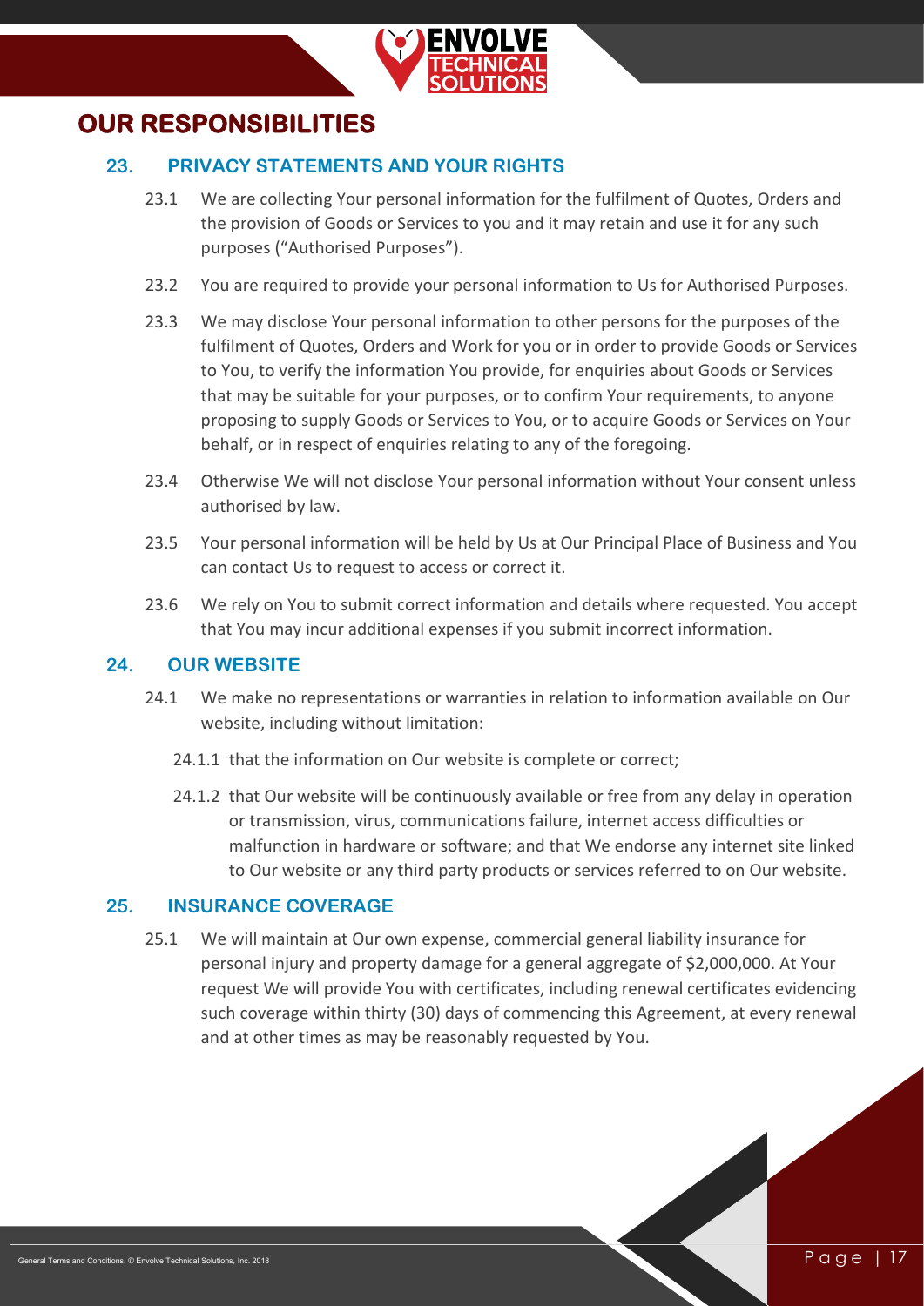# OUR RESPONSIBILITIES

## 23. PRIVACY STATEMENTS AND YOUR RIGHTS

23.1 We are collecting Your personal information for the fulfilment of Quotes, Orders and the provision of Goods or Services to you and it may retain and use it for any such purposes ("Authorised Purposes").

23.2 You are required to provide your personal information to Us for Authorised Purposes.

23.3 We may disclose Your personal information to other persons for the purposes of the fulfilment of Quotes, Orders and Work for you or in order to provide Goods or Services to You, to verify the information You provide, for enquiries about Goods or Services that may be suitable for your purposes, or to confirm Your requirements, to anyone proposing to supply Goods or Services to You, or to acquire Goods or Services on Your behalf, or in respect of enquiries relating to any of the foregoing.

23.4 Otherwise We will not disclose Your personal information without Your consent unless authorised by law.

23.5 Your personal information will be held by Us at Our Principal Place of Business and You can contact Us to request to access or correct it.

23.6 We rely on You to submit correct information and details where requested. You accept that You may incur additional expenses if you submit incorrect information.

## 24. OUR WEBSITE

24.1 We make no representations or warranties in relation to information available on Our website, including without limitation:

24.1.1 that the information on Our website is complete or correct;

24.1.2 that Our website will be continuously available or free from any delay in operation or transmission, virus, communications failure, internet access difficulties or malfunction in hardware or software; and that We endorse any internet site linked to Our website or any third party products or services referred to on Our website.

## 25. INSURANCE COVERAGE

25.1 We will maintain at Our own expense, commercial general liability insurance for personal injury and property damage for a general aggregate of $2,000,000. At Your request We will provide You with certificates, including renewal certificates evidencing such coverage within thirty (30) days of commencing this Agreement, at every renewal and at other times as may be reasonably requested by You.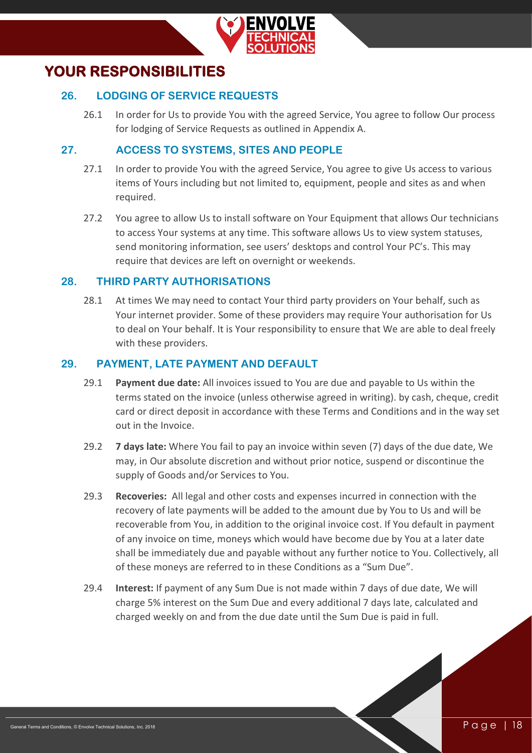# YOUR RESPONSIBILITIES

## 26. LODGING OF SERVICE REQUESTS

26.1 In order for Us to provide You with the agreed Service, You agree to follow Our process for lodging of Service Requests as outlined in Appendix A.

## 27. ACCESS TO SYSTEMS, SITES AND PEOPLE

27.1 In order to provide You with the agreed Service, You agree to give Us access to various items of Yours including but not limited to, equipment, people and sites as and when required.

27.2 You agree to allow Us to install software on Your Equipment that allows Our technicians to access Your systems at any time. This software allows Us to view system statuses, send monitoring information, see users' desktops and control Your PC's. This may require that devices are left on overnight or weekends.

## 28. THIRD PARTY AUTHORISATIONS

28.1 At times We may need to contact Your third party providers on Your behalf, such as Your internet provider. Some of these providers may require Your authorisation for Us to deal on Your behalf. It is Your responsibility to ensure that We are able to deal freely with these providers.

## 29. PAYMENT, LATE PAYMENT AND DEFAULT

29.1 **Payment due date:** All invoices issued to You are due and payable to Us within the terms stated on the invoice (unless otherwise agreed in writing). by cash, cheque, credit card or direct deposit in accordance with these Terms and Conditions and in the way set out in the Invoice.

29.2 **7 days late:** Where You fail to pay an invoice within seven (7) days of the due date, We may, in Our absolute discretion and without prior notice, suspend or discontinue the supply of Goods and/or Services to You.

29.3 **Recoveries:** All legal and other costs and expenses incurred in connection with the recovery of late payments will be added to the amount due by You to Us and will be recoverable from You, in addition to the original invoice cost. If You default in payment of any invoice on time, moneys which would have become due by You at a later date shall be immediately due and payable without any further notice to You. Collectively, all of these moneys are referred to in these Conditions as a "Sum Due".

29.4 **Interest:** If payment of any Sum Due is not made within 7 days of due date, We will charge 5% interest on the Sum Due and every additional 7 days late, calculated and charged weekly on and from the due date until the Sum Due is paid in full.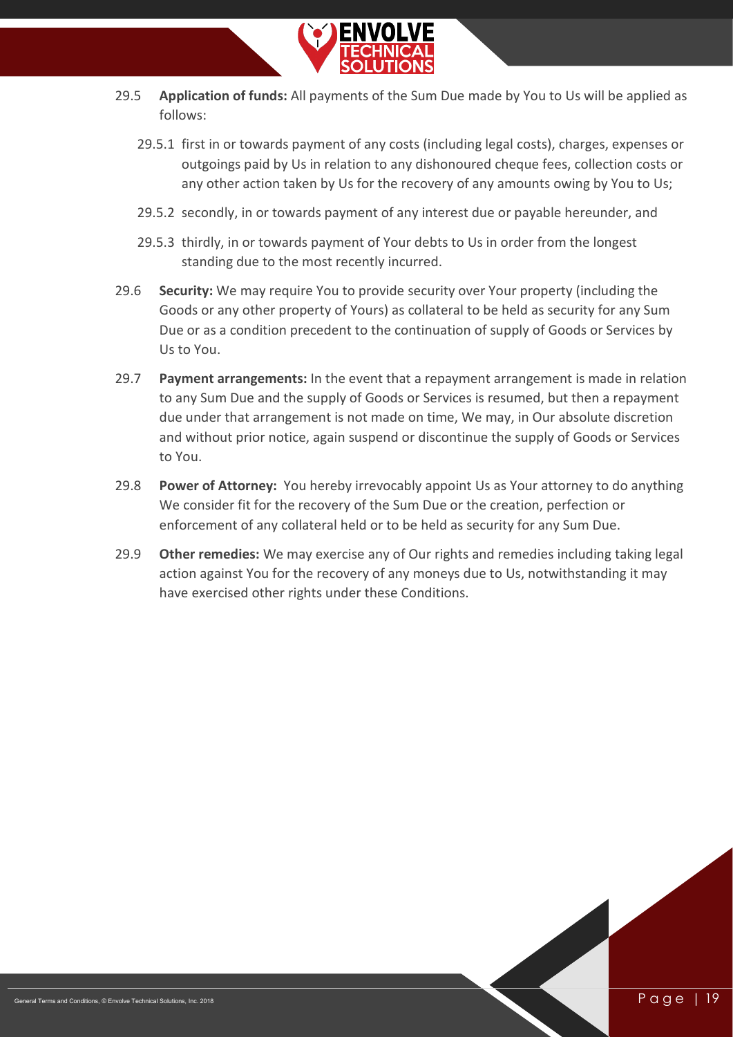29.5 **Application of funds:** All payments of the Sum Due made by You to Us will be applied as follows:

29.5.1 first in or towards payment of any costs (including legal costs), charges, expenses or outgoings paid by Us in relation to any dishonoured cheque fees, collection costs or any other action taken by Us for the recovery of any amounts owing by You to Us;

29.5.2 secondly, in or towards payment of any interest due or payable hereunder, and

29.5.3 thirdly, in or towards payment of Your debts to Us in order from the longest standing due to the most recently incurred.

29.6 **Security:** We may require You to provide security over Your property (including the Goods or any other property of Yours) as collateral to be held as security for any Sum Due or as a condition precedent to the continuation of supply of Goods or Services by Us to You.

29.7 **Payment arrangements:** In the event that a repayment arrangement is made in relation to any Sum Due and the supply of Goods or Services is resumed, but then a repayment due under that arrangement is not made on time, We may, in Our absolute discretion and without prior notice, again suspend or discontinue the supply of Goods or Services to You.

29.8 **Power of Attorney:** You hereby irrevocably appoint Us as Your attorney to do anything We consider fit for the recovery of the Sum Due or the creation, perfection or enforcement of any collateral held or to be held as security for any Sum Due.

29.9 **Other remedies:** We may exercise any of Our rights and remedies including taking legal action against You for the recovery of any moneys due to Us, notwithstanding it may have exercised other rights under these Conditions.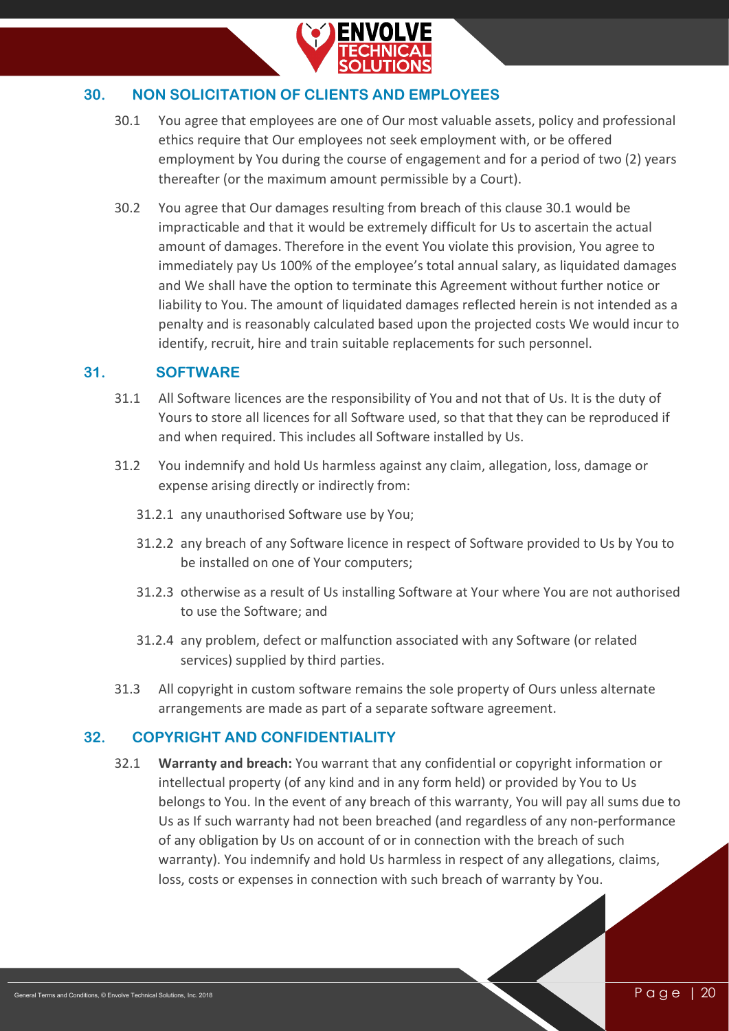## 30. NON SOLICITATION OF CLIENTS AND EMPLOYEES

30.1 You agree that employees are one of Our most valuable assets, policy and professional ethics require that Our employees not seek employment with, or be offered employment by You during the course of engagement and for a period of two (2) years thereafter (or the maximum amount permissible by a Court).

30.2 You agree that Our damages resulting from breach of this clause 30.1 would be impracticable and that it would be extremely difficult for Us to ascertain the actual amount of damages. Therefore in the event You violate this provision, You agree to immediately pay Us 100% of the employee's total annual salary, as liquidated damages and We shall have the option to terminate this Agreement without further notice or liability to You. The amount of liquidated damages reflected herein is not intended as a penalty and is reasonably calculated based upon the projected costs We would incur to identify, recruit, hire and train suitable replacements for such personnel.

## 31. SOFTWARE

31.1 All Software licences are the responsibility of You and not that of Us. It is the duty of Yours to store all licences for all Software used, so that that they can be reproduced if and when required. This includes all Software installed by Us.

31.2 You indemnify and hold Us harmless against any claim, allegation, loss, damage or expense arising directly or indirectly from:

31.2.1 any unauthorised Software use by You;

31.2.2 any breach of any Software licence in respect of Software provided to Us by You to be installed on one of Your computers;

31.2.3 otherwise as a result of Us installing Software at Your where You are not authorised to use the Software; and

31.2.4 any problem, defect or malfunction associated with any Software (or related services) supplied by third parties.

31.3 All copyright in custom software remains the sole property of Ours unless alternate arrangements are made as part of a separate software agreement.

## 32. COPYRIGHT AND CONFIDENTIALITY

32.1 **Warranty and breach:** You warrant that any confidential or copyright information or intellectual property (of any kind and in any form held) or provided by You to Us belongs to You. In the event of any breach of this warranty, You will pay all sums due to Us as If such warranty had not been breached (and regardless of any non-performance of any obligation by Us on account of or in connection with the breach of such warranty). You indemnify and hold Us harmless in respect of any allegations, claims, loss, costs or expenses in connection with such breach of warranty by You.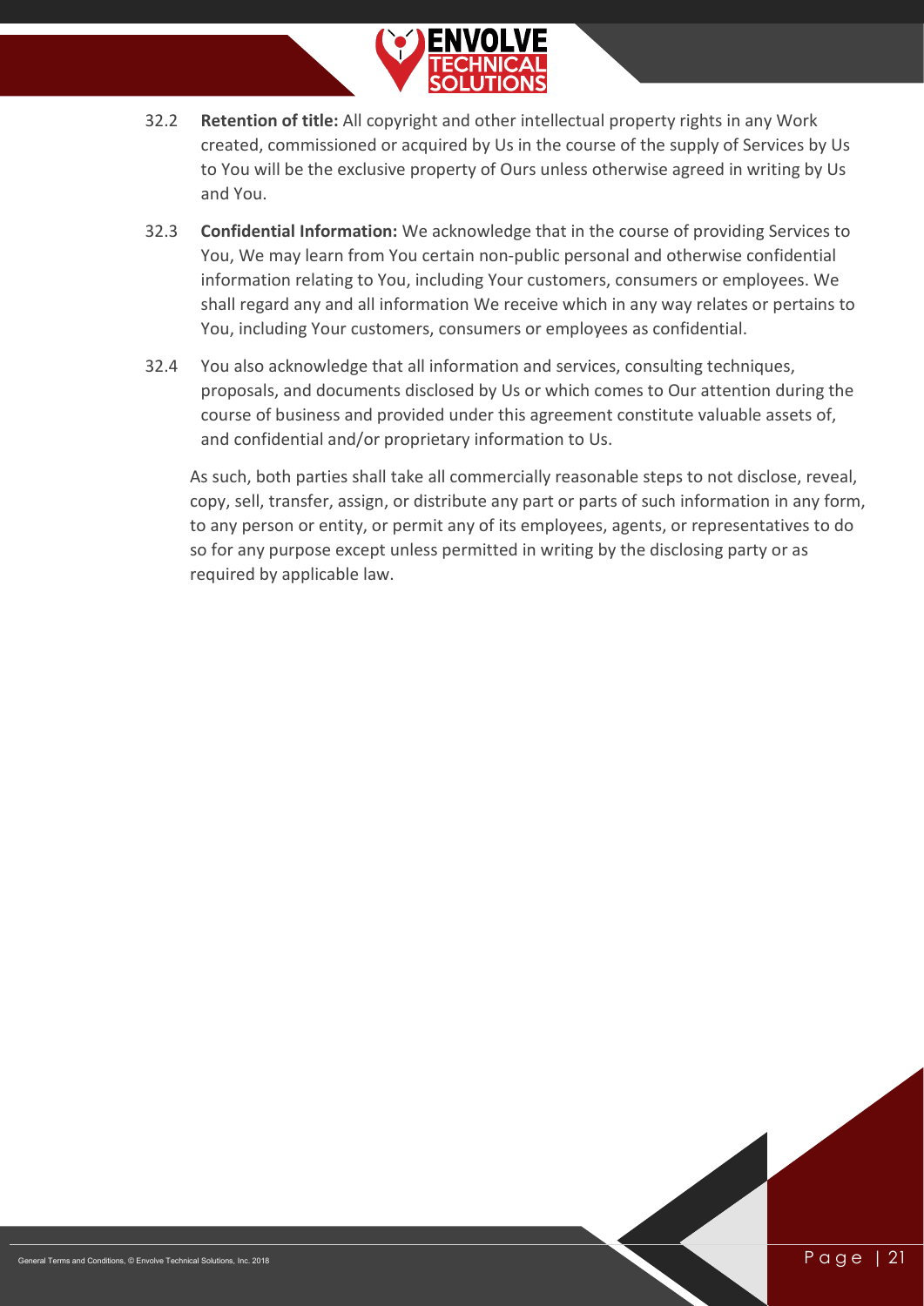32.2 **Retention of title:** All copyright and other intellectual property rights in any Work created, commissioned or acquired by Us in the course of the supply of Services by Us to You will be the exclusive property of Ours unless otherwise agreed in writing by Us and You.

32.3 **Confidential Information:** We acknowledge that in the course of providing Services to You, We may learn from You certain non-public personal and otherwise confidential information relating to You, including Your customers, consumers or employees. We shall regard any and all information We receive which in any way relates or pertains to You, including Your customers, consumers or employees as confidential.

32.4 You also acknowledge that all information and services, consulting techniques, proposals, and documents disclosed by Us or which comes to Our attention during the course of business and provided under this agreement constitute valuable assets of, and confidential and/or proprietary information to Us.

As such, both parties shall take all commercially reasonable steps to not disclose, reveal, copy, sell, transfer, assign, or distribute any part or parts of such information in any form, to any person or entity, or permit any of its employees, agents, or representatives to do so for any purpose except unless permitted in writing by the disclosing party or as required by applicable law.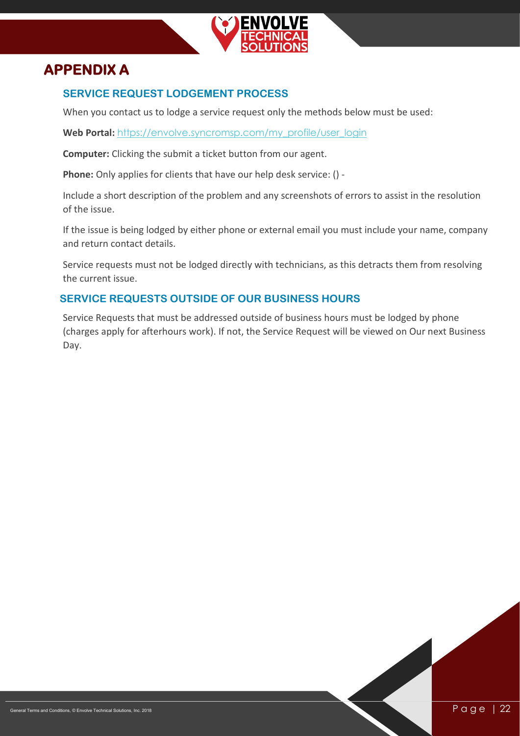# APPENDIX A

## SERVICE REQUEST LODGEMENT PROCESS

When you contact us to lodge a service request only the methods below must be used:

**Web Portal:** https://envolve.syncromsp.com/my_profile/user_login

**Computer:** Clicking the submit a ticket button from our agent.

**Phone:** Only applies for clients that have our help desk service: () -

Include a short description of the problem and any screenshots of errors to assist in the resolution of the issue.

If the issue is being lodged by either phone or external email you must include your name, company and return contact details.

Service requests must not be lodged directly with technicians, as this detracts them from resolving the current issue.

## SERVICE REQUESTS OUTSIDE OF OUR BUSINESS HOURS

Service Requests that must be addressed outside of business hours must be lodged by phone (charges apply for afterhours work). If not, the Service Request will be viewed on Our next Business Day.